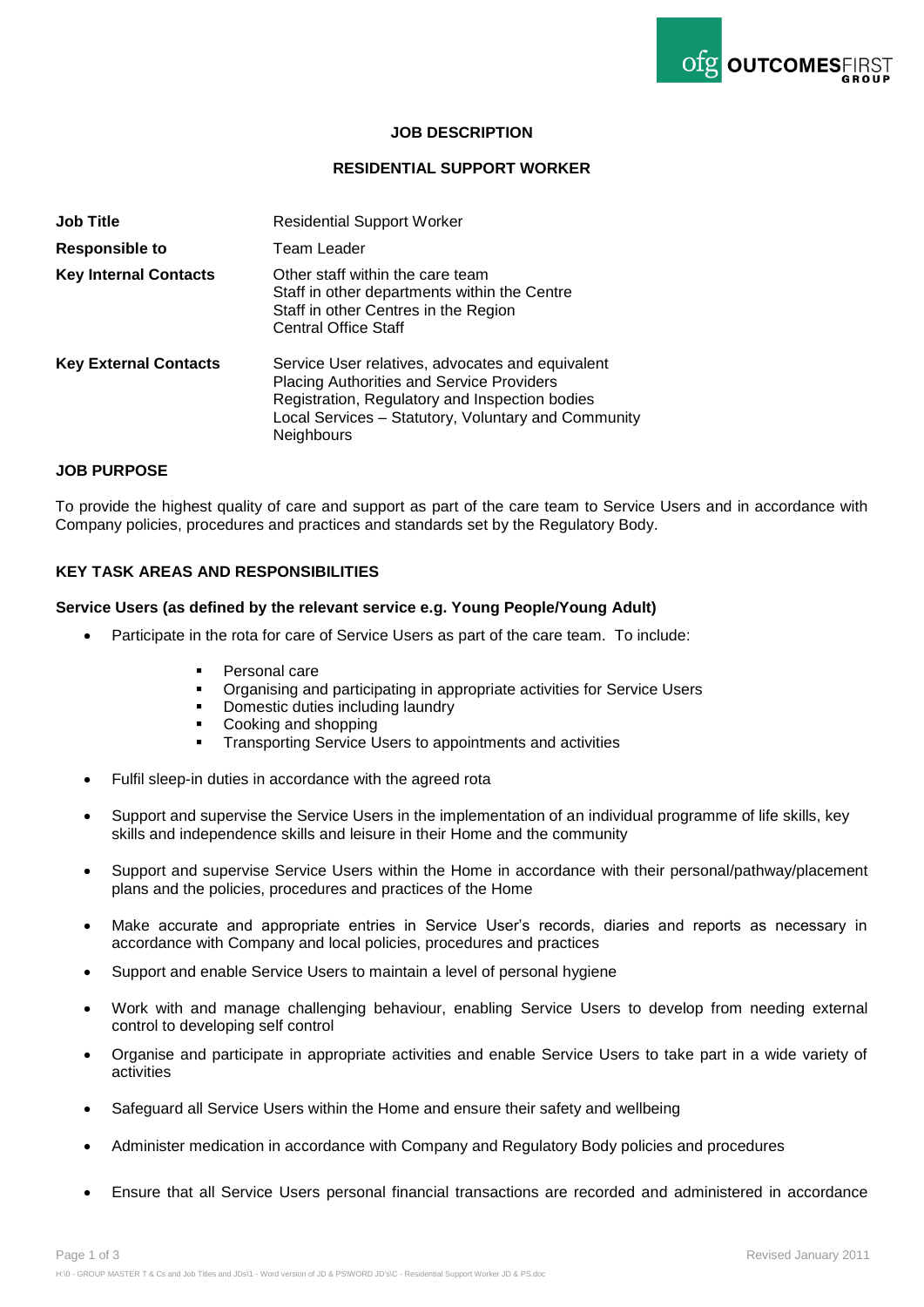## JOB DESCRIPTION

## RESIDENTIAL SUPPORT WORKER

| | |
|---|---|
| **Job Title** | Residential Support Worker |
| **Responsible to** | Team Leader |
| **Key Internal Contacts** | Other staff within the care team<br>Staff in other departments within the Centre<br>Staff in other Centres in the Region<br>Central Office Staff |
| **Key External Contacts** | Service User relatives, advocates and equivalent<br>Placing Authorities and Service Providers<br>Registration, Regulatory and Inspection bodies<br>Local Services – Statutory, Voluntary and Community<br>Neighbours |

### JOB PURPOSE

To provide the highest quality of care and support as part of the care team to Service Users and in accordance with Company policies, procedures and practices and standards set by the Regulatory Body.

### KEY TASK AREAS AND RESPONSIBILITIES

**Service Users (as defined by the relevant service e.g. Young People/Young Adult)**

- Participate in the rota for care of Service Users as part of the care team. To include:
    - Personal care
    - Organising and participating in appropriate activities for Service Users
    - Domestic duties including laundry
    - Cooking and shopping
    - Transporting Service Users to appointments and activities
- Fulfil sleep-in duties in accordance with the agreed rota
- Support and supervise the Service Users in the implementation of an individual programme of life skills, key skills and independence skills and leisure in their Home and the community
- Support and supervise Service Users within the Home in accordance with their personal/pathway/placement plans and the policies, procedures and practices of the Home
- Make accurate and appropriate entries in Service User's records, diaries and reports as necessary in accordance with Company and local policies, procedures and practices
- Support and enable Service Users to maintain a level of personal hygiene
- Work with and manage challenging behaviour, enabling Service Users to develop from needing external control to developing self control
- Organise and participate in appropriate activities and enable Service Users to take part in a wide variety of activities
- Safeguard all Service Users within the Home and ensure their safety and wellbeing
- Administer medication in accordance with Company and Regulatory Body policies and procedures
- Ensure that all Service Users personal financial transactions are recorded and administered in accordance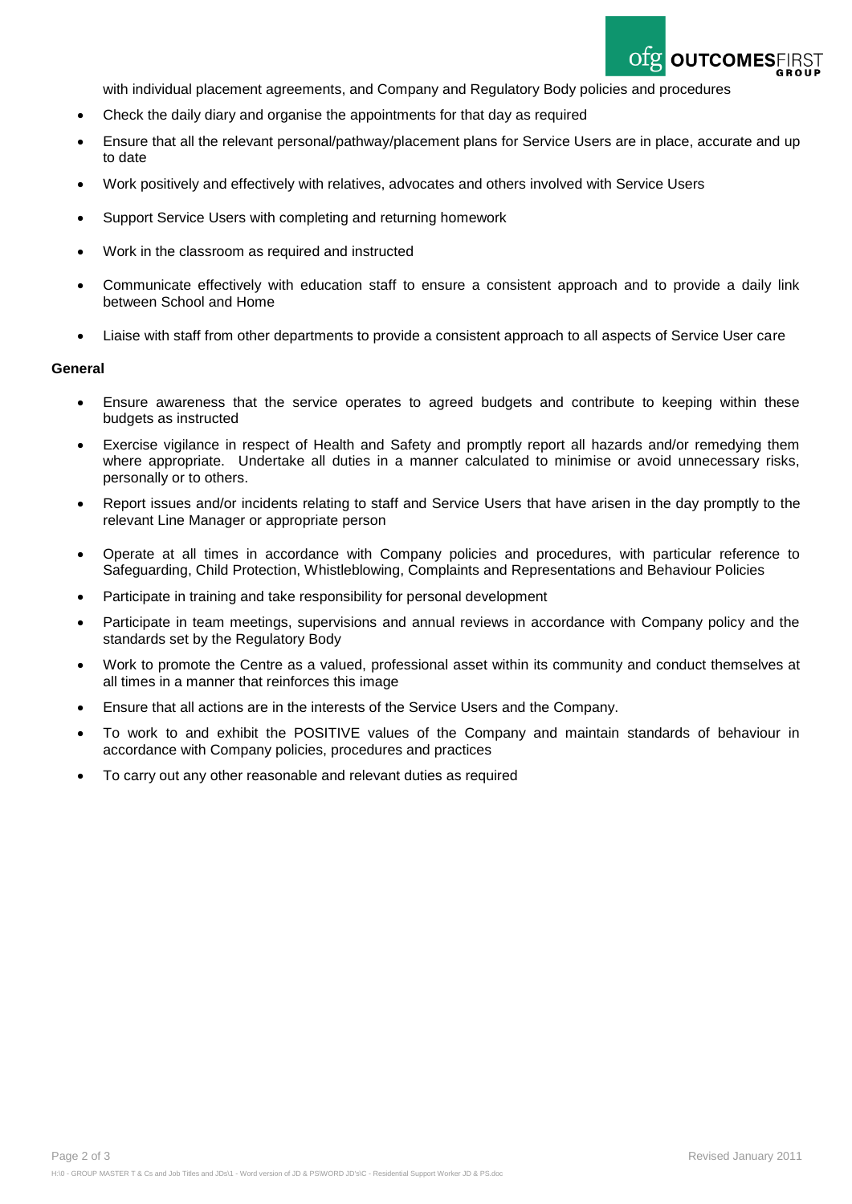with individual placement agreements, and Company and Regulatory Body policies and procedures

- Check the daily diary and organise the appointments for that day as required
- Ensure that all the relevant personal/pathway/placement plans for Service Users are in place, accurate and up to date
- Work positively and effectively with relatives, advocates and others involved with Service Users
- Support Service Users with completing and returning homework
- Work in the classroom as required and instructed
- Communicate effectively with education staff to ensure a consistent approach and to provide a daily link between School and Home
- Liaise with staff from other departments to provide a consistent approach to all aspects of Service User care

**General**

- Ensure awareness that the service operates to agreed budgets and contribute to keeping within these budgets as instructed
- Exercise vigilance in respect of Health and Safety and promptly report all hazards and/or remedying them where appropriate. Undertake all duties in a manner calculated to minimise or avoid unnecessary risks, personally or to others.
- Report issues and/or incidents relating to staff and Service Users that have arisen in the day promptly to the relevant Line Manager or appropriate person
- Operate at all times in accordance with Company policies and procedures, with particular reference to Safeguarding, Child Protection, Whistleblowing, Complaints and Representations and Behaviour Policies
- Participate in training and take responsibility for personal development
- Participate in team meetings, supervisions and annual reviews in accordance with Company policy and the standards set by the Regulatory Body
- Work to promote the Centre as a valued, professional asset within its community and conduct themselves at all times in a manner that reinforces this image
- Ensure that all actions are in the interests of the Service Users and the Company.
- To work to and exhibit the POSITIVE values of the Company and maintain standards of behaviour in accordance with Company policies, procedures and practices
- To carry out any other reasonable and relevant duties as required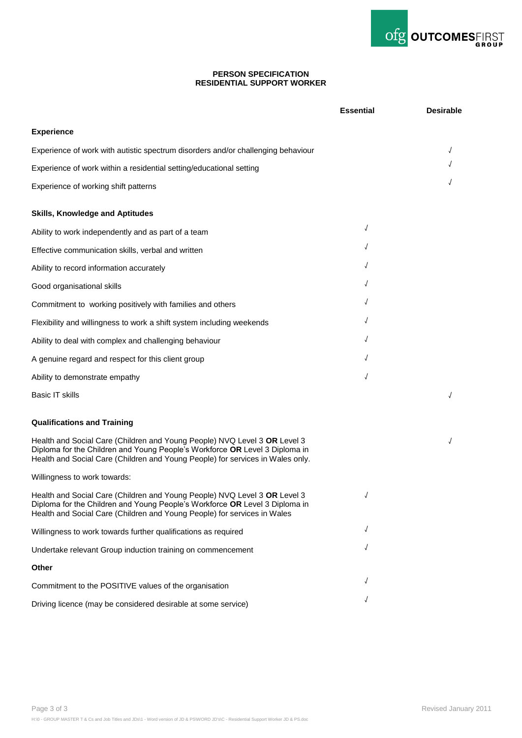**PERSON SPECIFICATION**
**RESIDENTIAL SUPPORT WORKER**

| | Essential | Desirable |
|---|---|---|
| **Experience** | | |
| Experience of work with autistic spectrum disorders and/or challenging behaviour | | √ |
| Experience of work within a residential setting/educational setting | | √ |
| Experience of working shift patterns | | √ |
| **Skills, Knowledge and Aptitudes** | | |
| Ability to work independently and as part of a team | √ | |
| Effective communication skills, verbal and written | √ | |
| Ability to record information accurately | √ | |
| Good organisational skills | √ | |
| Commitment to working positively with families and others | √ | |
| Flexibility and willingness to work a shift system including weekends | √ | |
| Ability to deal with complex and challenging behaviour | √ | |
| A genuine regard and respect for this client group | √ | |
| Ability to demonstrate empathy | √ | |
| Basic IT skills | | √ |
| **Qualifications and Training** | | |
| Health and Social Care (Children and Young People) NVQ Level 3 **OR** Level 3 Diploma for the Children and Young People's Workforce **OR** Level 3 Diploma in Health and Social Care (Children and Young People) for services in Wales only. | | √ |
| Willingness to work towards: | | |
| Health and Social Care (Children and Young People) NVQ Level 3 **OR** Level 3 Diploma for the Children and Young People's Workforce **OR** Level 3 Diploma in Health and Social Care (Children and Young People) for services in Wales | √ | |
| Willingness to work towards further qualifications as required | √ | |
| Undertake relevant Group induction training on commencement | √ | |
| **Other** | | |
| Commitment to the POSITIVE values of the organisation | √ | |
| Driving licence (may be considered desirable at some service) | √ | |